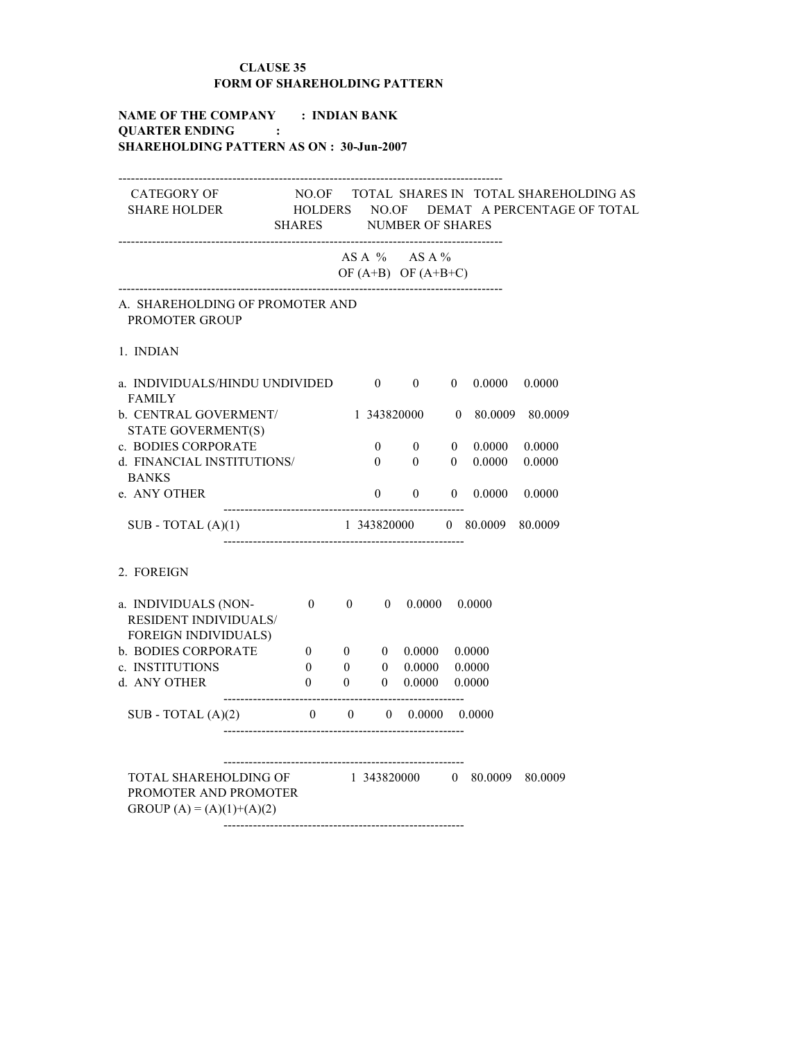**CLAUSE 35**
**FORM OF SHAREHOLDING PATTERN**

**NAME OF THE COMPANY : INDIAN BANK**
**QUARTER ENDING :**
**SHAREHOLDING PATTERN AS ON : 30-Jun-2007**

| CATEGORY OF SHARE HOLDER | NO.OF HOLDERS | TOTAL NO.OF SHARES | SHARES IN DEMAT | TOTAL SHAREHOLDING AS A PERCENTAGE OF TOTAL NUMBER OF SHARES | |
|---|---|---|---|---|---|
| | | | | AS A % OF (A+B) | AS A % OF (A+B+C) |
| A. SHAREHOLDING OF PROMOTER AND PROMOTER GROUP | | | | | |
| 1. INDIAN | | | | | |
| a. INDIVIDUALS/HINDU UNDIVIDED FAMILY | 0 | 0 | 0 | 0.0000 | 0.0000 |
| b. CENTRAL GOVERMENT/ STATE GOVERMENT(S) | 1 | 343820000 | 0 | 80.0009 | 80.0009 |
| c. BODIES CORPORATE | 0 | 0 | 0 | 0.0000 | 0.0000 |
| d. FINANCIAL INSTITUTIONS/ BANKS | 0 | 0 | 0 | 0.0000 | 0.0000 |
| e. ANY OTHER | 0 | 0 | 0 | 0.0000 | 0.0000 |
| SUB - TOTAL (A)(1) | 1 | 343820000 | 0 | 80.0009 | 80.0009 |
| 2. FOREIGN | | | | | |
| a. INDIVIDUALS (NON-RESIDENT INDIVIDUALS/ FOREIGN INDIVIDUALS) | 0 | 0 | 0 | 0.0000 | 0.0000 |
| b. BODIES CORPORATE | 0 | 0 | 0 | 0.0000 | 0.0000 |
| c. INSTITUTIONS | 0 | 0 | 0 | 0.0000 | 0.0000 |
| d. ANY OTHER | 0 | 0 | 0 | 0.0000 | 0.0000 |
| SUB - TOTAL (A)(2) | 0 | 0 | 0 | 0.0000 | 0.0000 |
| TOTAL SHAREHOLDING OF PROMOTER AND PROMOTER GROUP (A) = (A)(1)+(A)(2) | 1 | 343820000 | 0 | 80.0009 | 80.0009 |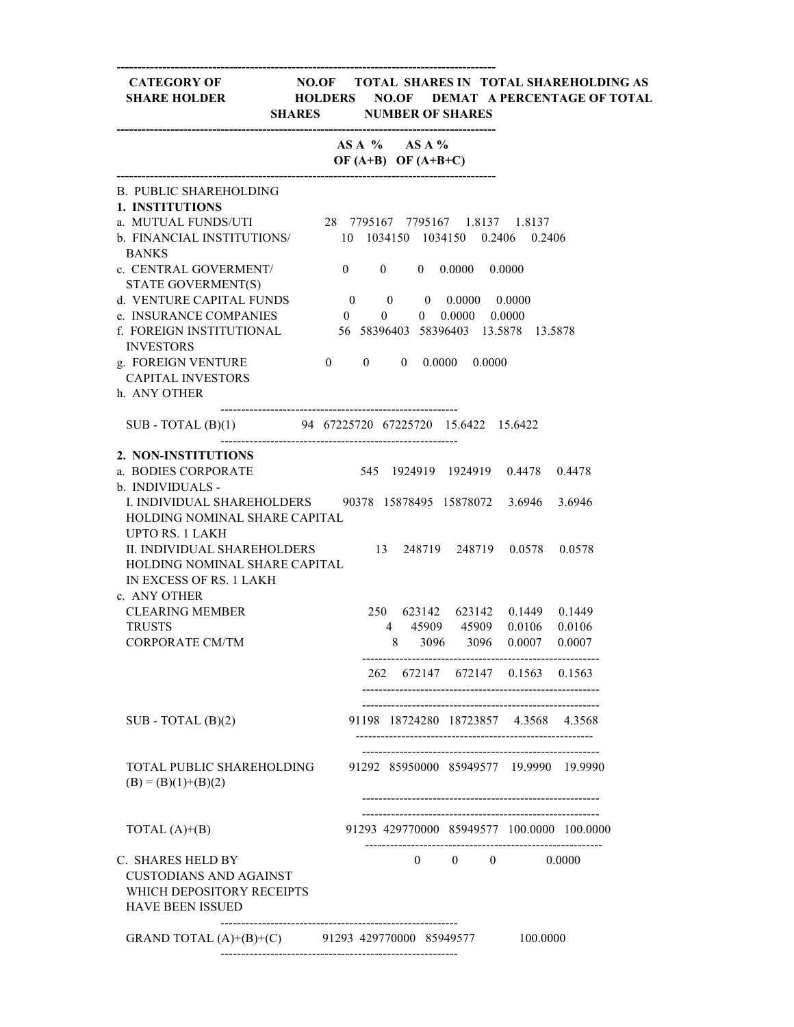| CATEGORY OF SHARE HOLDER | NO.OF HOLDERS | TOTAL NO.OF SHARES | SHARES IN DEMAT | TOTAL SHAREHOLDING AS A PERCENTAGE OF TOTAL NUMBER OF SHARES | |
|---|---|---|---|---|---|
| | | | | AS A % OF (A+B) | AS A % OF (A+B+C) |
| **B. PUBLIC SHAREHOLDING** | | | | | |
| **1. INSTITUTIONS** | | | | | |
| a. MUTUAL FUNDS/UTI | 28 | 7795167 | 7795167 | 1.8137 | 1.8137 |
| b. FINANCIAL INSTITUTIONS/ BANKS | 10 | 1034150 | 1034150 | 0.2406 | 0.2406 |
| c. CENTRAL GOVERMENT/ STATE GOVERMENT(S) | 0 | 0 | 0 | 0.0000 | 0.0000 |
| d. VENTURE CAPITAL FUNDS | 0 | 0 | 0 | 0.0000 | 0.0000 |
| e. INSURANCE COMPANIES | 0 | 0 | 0 | 0.0000 | 0.0000 |
| f. FOREIGN INSTITUTIONAL INVESTORS | 56 | 58396403 | 58396403 | 13.5878 | 13.5878 |
| g. FOREIGN VENTURE CAPITAL INVESTORS | 0 | 0 | 0 | 0.0000 | 0.0000 |
| h. ANY OTHER | | | | | |
| SUB - TOTAL (B)(1) | 94 | 67225720 | 67225720 | 15.6422 | 15.6422 |
| **2. NON-INSTITUTIONS** | | | | | |
| a. BODIES CORPORATE | 545 | 1924919 | 1924919 | 0.4478 | 0.4478 |
| b. INDIVIDUALS - | | | | | |
| I. INDIVIDUAL SHAREHOLDERS HOLDING NOMINAL SHARE CAPITAL UPTO RS. 1 LAKH | 90378 | 15878495 | 15878072 | 3.6946 | 3.6946 |
| II. INDIVIDUAL SHAREHOLDERS HOLDING NOMINAL SHARE CAPITAL IN EXCESS OF RS. 1 LAKH | 13 | 248719 | 248719 | 0.0578 | 0.0578 |
| c. ANY OTHER | | | | | |
| CLEARING MEMBER | 250 | 623142 | 623142 | 0.1449 | 0.1449 |
| TRUSTS | 4 | 45909 | 45909 | 0.0106 | 0.0106 |
| CORPORATE CM/TM | 8 | 3096 | 3096 | 0.0007 | 0.0007 |
| | 262 | 672147 | 672147 | 0.1563 | 0.1563 |
| SUB - TOTAL (B)(2) | 91198 | 18724280 | 18723857 | 4.3568 | 4.3568 |
| TOTAL PUBLIC SHAREHOLDING (B) = (B)(1)+(B)(2) | 91292 | 85950000 | 85949577 | 19.9990 | 19.9990 |
| TOTAL (A)+(B) | 91293 | 429770000 | 85949577 | 100.0000 | 100.0000 |
| C. SHARES HELD BY CUSTODIANS AND AGAINST WHICH DEPOSITORY RECEIPTS HAVE BEEN ISSUED | 0 | 0 | 0 | | 0.0000 |
| GRAND TOTAL (A)+(B)+(C) | 91293 | 429770000 | 85949577 | | 100.0000 |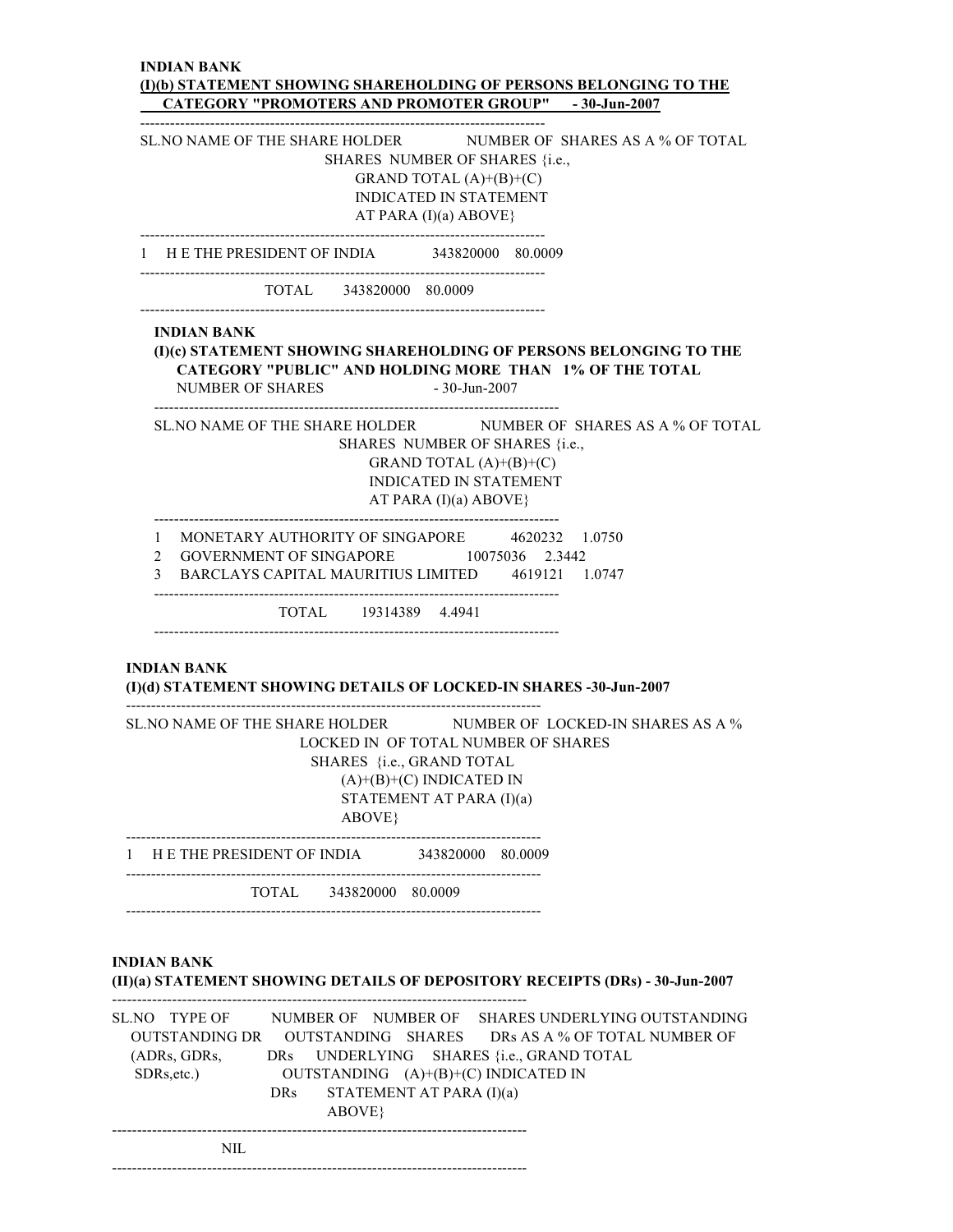**INDIAN BANK**

**(I)(b) STATEMENT SHOWING SHAREHOLDING OF PERSONS BELONGING TO THE CATEGORY "PROMOTERS AND PROMOTER GROUP" - 30-Jun-2007**

| SL.NO | NAME OF THE SHARE HOLDER | NUMBER OF SHARES | SHARES AS A % OF TOTAL NUMBER OF SHARES {i.e., GRAND TOTAL (A)+(B)+(C) INDICATED IN STATEMENT AT PARA (I)(a) ABOVE} |
|---|---|---|---|
| 1 | H E THE PRESIDENT OF INDIA | 343820000 | 80.0009 |
| | TOTAL | 343820000 | 80.0009 |

**INDIAN BANK**

**(I)(c) STATEMENT SHOWING SHAREHOLDING OF PERSONS BELONGING TO THE CATEGORY "PUBLIC" AND HOLDING MORE THAN 1% OF THE TOTAL NUMBER OF SHARES - 30-Jun-2007**

| SL.NO | NAME OF THE SHARE HOLDER | NUMBER OF SHARES | SHARES AS A % OF TOTAL NUMBER OF SHARES {i.e., GRAND TOTAL (A)+(B)+(C) INDICATED IN STATEMENT AT PARA (I)(a) ABOVE} |
|---|---|---|---|
| 1 | MONETARY AUTHORITY OF SINGAPORE | 4620232 | 1.0750 |
| 2 | GOVERNMENT OF SINGAPORE | 10075036 | 2.3442 |
| 3 | BARCLAYS CAPITAL MAURITIUS LIMITED | 4619121 | 1.0747 |
| | TOTAL | 19314389 | 4.4941 |

**INDIAN BANK**

**(I)(d) STATEMENT SHOWING DETAILS OF LOCKED-IN SHARES -30-Jun-2007**

| SL.NO | NAME OF THE SHARE HOLDER | NUMBER OF LOCKED IN SHARES | LOCKED-IN SHARES AS A % OF TOTAL NUMBER OF SHARES {i.e., GRAND TOTAL (A)+(B)+(C) INDICATED IN STATEMENT AT PARA (I)(a) ABOVE} |
|---|---|---|---|
| 1 | H E THE PRESIDENT OF INDIA | 343820000 | 80.0009 |
| | TOTAL | 343820000 | 80.0009 |

**INDIAN BANK**

**(II)(a) STATEMENT SHOWING DETAILS OF DEPOSITORY RECEIPTS (DRs) - 30-Jun-2007**

| SL.NO | TYPE OF OUTSTANDING DR (ADRs, GDRs, SDRs,etc.) | NUMBER OF OUTSTANDING DRs | NUMBER OF SHARES UNDERLYING OUTSTANDING DRs | SHARES UNDERLYING OUTSTANDING DRs AS A % OF TOTAL NUMBER OF SHARES {i.e., GRAND TOTAL (A)+(B)+(C) INDICATED IN STATEMENT AT PARA (I)(a) ABOVE} |
|---|---|---|---|---|
| | NIL | | | |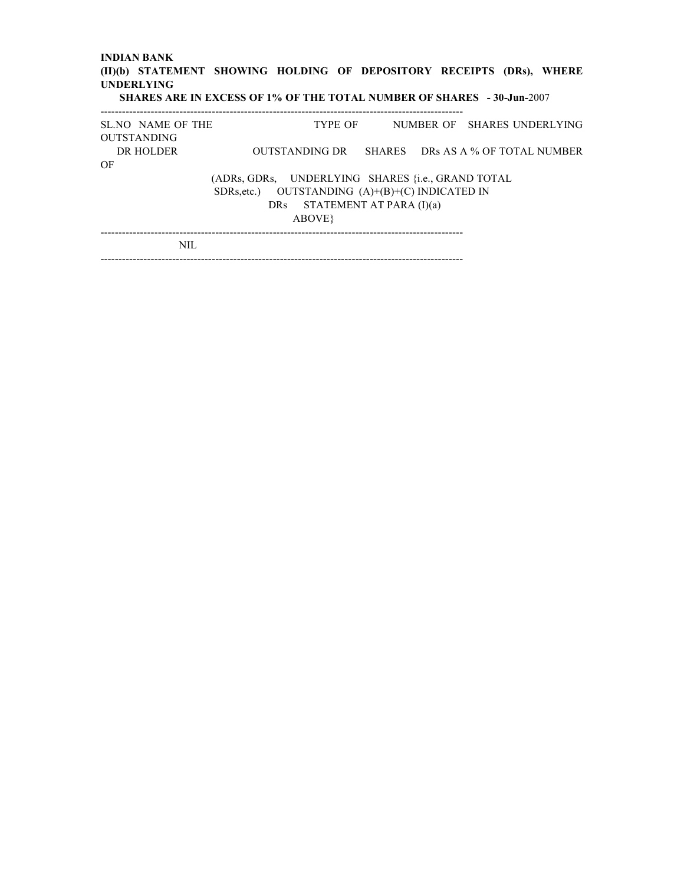**INDIAN BANK**

**(II)(b) STATEMENT SHOWING HOLDING OF DEPOSITORY RECEIPTS (DRs), WHERE UNDERLYING SHARES ARE IN EXCESS OF 1% OF THE TOTAL NUMBER OF SHARES - 30-Jun-2007**

| SL.NO | NAME OF THE DR HOLDER | TYPE OF OUTSTANDING DR (ADRs, GDRs, SDRs,etc.) | NUMBER OF SHARES UNDERLYING OUTSTANDING DRs | SHARES UNDERLYING OUTSTANDING DRs AS A % OF TOTAL NUMBER OF SHARES {i.e., GRAND TOTAL (A)+(B)+(C) INDICATED IN STATEMENT AT PARA (I)(a) ABOVE} |
|---|---|---|---|---|
| | NIL | | | |